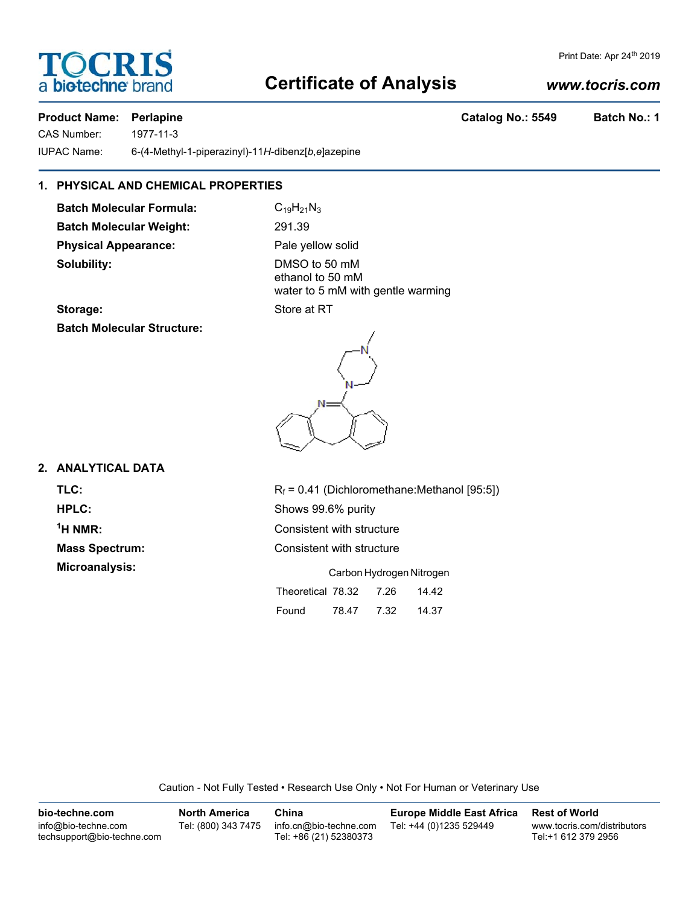TOCRIS a biotechne brand

Print Date: Apr 24th 2019

# Certificate of Analysis

*www.tocris.com*

**Product Name: Perlapine** **Catalog No.: 5549** **Batch No.: 1**

CAS Number: 1977-11-3

IUPAC Name: 6-(4-Methyl-1-piperazinyl)-11*H*-dibenz[*b*,*e*]azepine

## 1. PHYSICAL AND CHEMICAL PROPERTIES

**Batch Molecular Formula:** $C_{19}H_{21}N_3$

**Batch Molecular Weight:** 291.39

**Physical Appearance:** Pale yellow solid

**Solubility:** DMSO to 50 mM
ethanol to 50 mM
water to 5 mM with gentle warming

**Storage:** Store at RT

**Batch Molecular Structure:**

## 2. ANALYTICAL DATA

**TLC:** $R_f$ = 0.41 (Dichloromethane:Methanol [95:5])

**HPLC:** Shows 99.6% purity

**$^1$H NMR:** Consistent with structure

**Mass Spectrum:** Consistent with structure

**Microanalysis:**

| | Carbon | Hydrogen | Nitrogen |
|---|---|---|---|
| Theoretical | 78.32 | 7.26 | 14.42 |
| Found | 78.47 | 7.32 | 14.37 |

Caution - Not Fully Tested • Research Use Only • Not For Human or Veterinary Use

**bio-techne.com**
info@bio-techne.com
techsupport@bio-techne.com

**North America**
Tel: (800) 343 7475

**China**
info.cn@bio-techne.com
Tel: +86 (21) 52380373

**Europe Middle East Africa**
Tel: +44 (0)1235 529449

**Rest of World**
www.tocris.com/distributors
Tel:+1 612 379 2956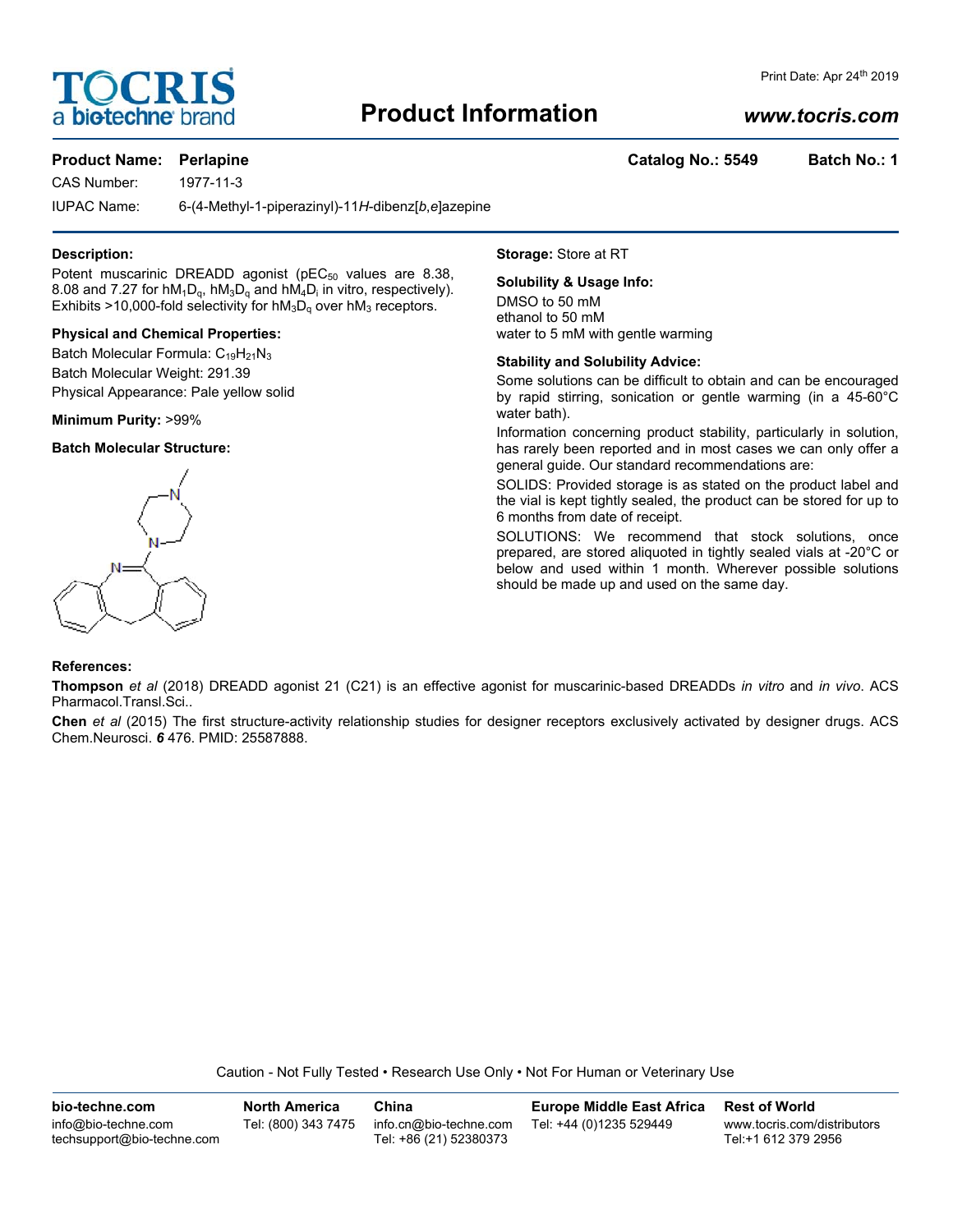# Product Information

**Product Name: Perlapine** **Catalog No.: 5549** **Batch No.: 1**

CAS Number: 1977-11-3

IUPAC Name: 6-(4-Methyl-1-piperazinyl)-11*H*-dibenz[*b*,*e*]azepine

### Description:

Potent muscarinic DREADD agonist ($pEC_{50}$ values are 8.38, 8.08 and 7.27 for $hM_1D_q$, $hM_3D_q$ and $hM_4D_i$ in vitro, respectively). Exhibits >10,000-fold selectivity for $hM_3D_q$ over $hM_3$ receptors.

### Physical and Chemical Properties:

Batch Molecular Formula: $C_{19}H_{21}N_3$

Batch Molecular Weight: 291.39

Physical Appearance: Pale yellow solid

**Minimum Purity:** >99%

### Batch Molecular Structure:

**Storage:** Store at RT

### Solubility & Usage Info:

DMSO to 50 mM
ethanol to 50 mM
water to 5 mM with gentle warming

### Stability and Solubility Advice:

Some solutions can be difficult to obtain and can be encouraged by rapid stirring, sonication or gentle warming (in a 45-60°C water bath).

Information concerning product stability, particularly in solution, has rarely been reported and in most cases we can only offer a general guide. Our standard recommendations are:

SOLIDS: Provided storage is as stated on the product label and the vial is kept tightly sealed, the product can be stored for up to 6 months from date of receipt.

SOLUTIONS: We recommend that stock solutions, once prepared, are stored aliquoted in tightly sealed vials at -20°C or below and used within 1 month. Wherever possible solutions should be made up and used on the same day.

### References:

**Thompson** *et al* (2018) DREADD agonist 21 (C21) is an effective agonist for muscarinic-based DREADDs *in vitro* and *in vivo*. ACS Pharmacol.Transl.Sci..

**Chen** *et al* (2015) The first structure-activity relationship studies for designer receptors exclusively activated by designer drugs. ACS Chem.Neurosci. ***6*** 476. PMID: 25587888.

Caution - Not Fully Tested • Research Use Only • Not For Human or Veterinary Use

| bio-techne.com | North America | China | Europe Middle East Africa | Rest of World |
|---|---|---|---|---|
| info@bio-techne.com<br>techsupport@bio-techne.com | Tel: (800) 343 7475 | info.cn@bio-techne.com<br>Tel: +86 (21) 52380373 | Tel: +44 (0)1235 529449 | www.tocris.com/distributors<br>Tel:+1 612 379 2956 |